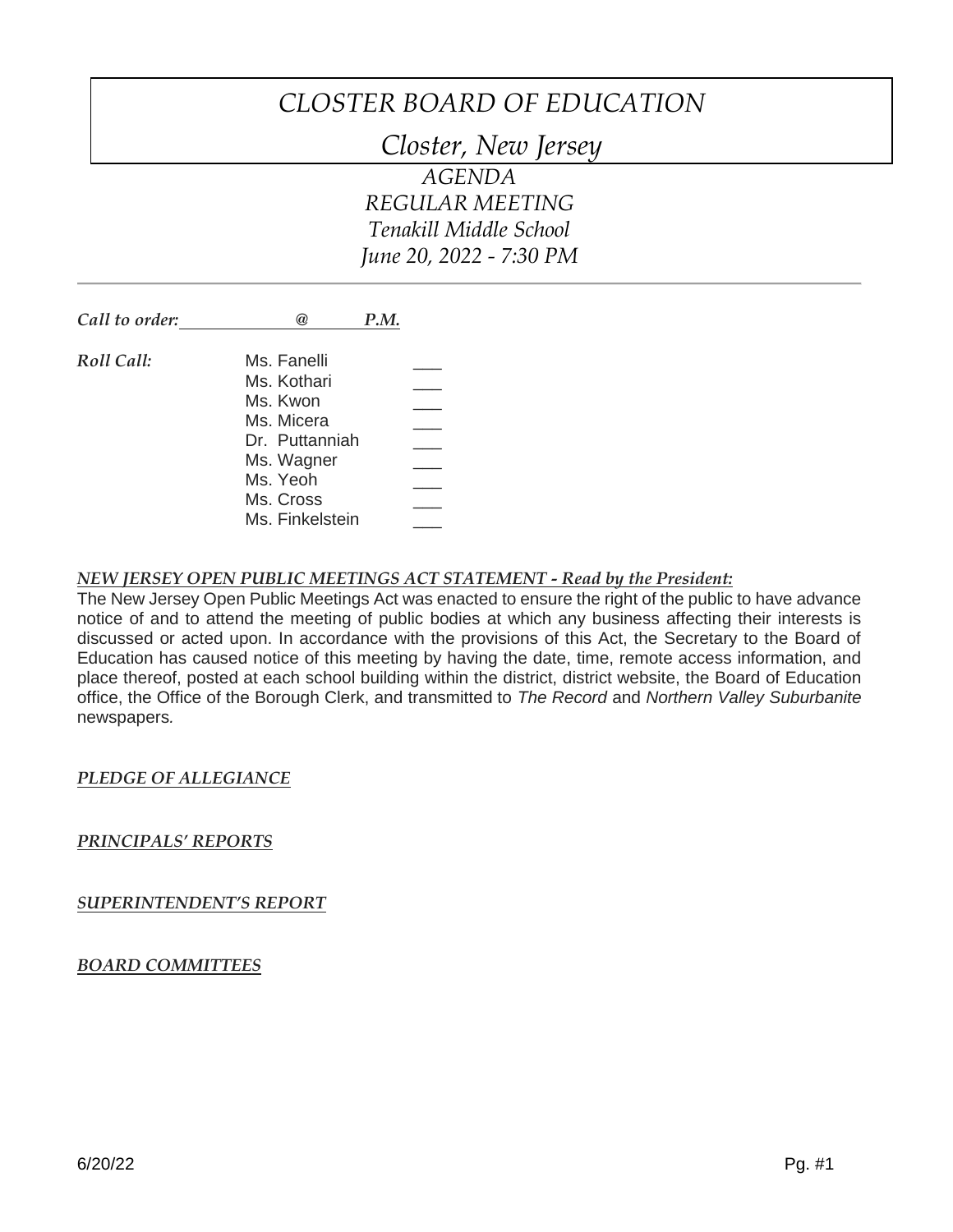# *CLOSTER BOARD OF EDUCATION*

## *Closter, New Jersey*

*AGENDA*
*REGULAR MEETING*
*Tenakill Middle School*
*June 20, 2022 - 7:30 PM*

---

***Call to order:*** ________ **@** ________ ***P.M.***

***Roll Call:***

| | |
|---|---|
| Ms. Fanelli | ___ |
| Ms. Kothari | ___ |
| Ms. Kwon | ___ |
| Ms. Micera | ___ |
| Dr. Puttanniah | ___ |
| Ms. Wagner | ___ |
| Ms. Yeoh | ___ |
| Ms. Cross | ___ |
| Ms. Finkelstein | ___ |

***NEW JERSEY OPEN PUBLIC MEETINGS ACT STATEMENT - Read by the President:***

The New Jersey Open Public Meetings Act was enacted to ensure the right of the public to have advance notice of and to attend the meeting of public bodies at which any business affecting their interests is discussed or acted upon. In accordance with the provisions of this Act, the Secretary to the Board of Education has caused notice of this meeting by having the date, time, remote access information, and place thereof, posted at each school building within the district, district website, the Board of Education office, the Office of the Borough Clerk, and transmitted to *The Record* and *Northern Valley Suburbanite* newspapers.

***PLEDGE OF ALLEGIANCE***

***PRINCIPALS' REPORTS***

***SUPERINTENDENT'S REPORT***

***BOARD COMMITTEES***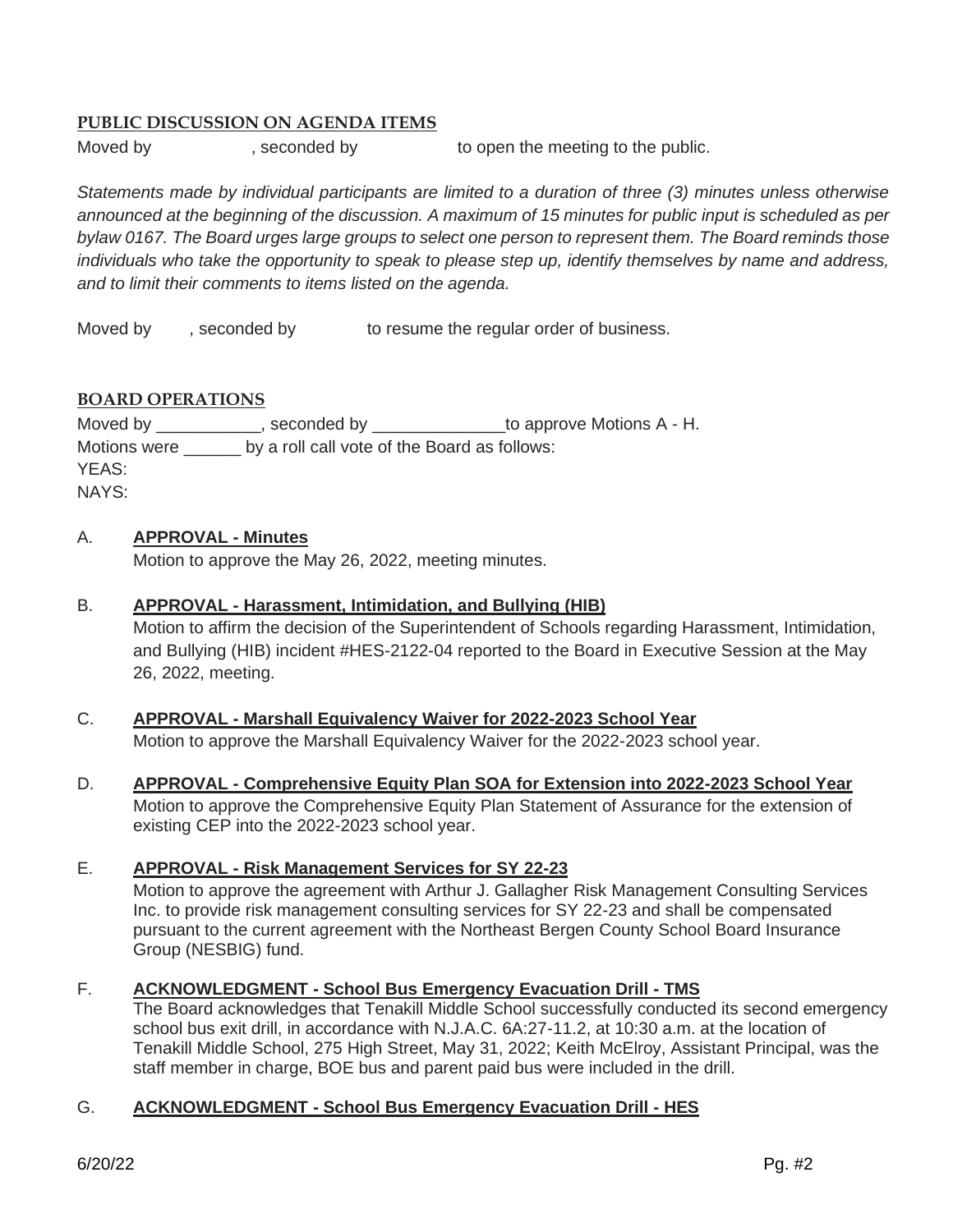**PUBLIC DISCUSSION ON AGENDA ITEMS**

Moved by , seconded by to open the meeting to the public.

*Statements made by individual participants are limited to a duration of three (3) minutes unless otherwise announced at the beginning of the discussion. A maximum of 15 minutes for public input is scheduled as per bylaw 0167. The Board urges large groups to select one person to represent them. The Board reminds those individuals who take the opportunity to speak to please step up, identify themselves by name and address, and to limit their comments to items listed on the agenda.*

Moved by , seconded by to resume the regular order of business.

**BOARD OPERATIONS**

Moved by ___________, seconded by ______________to approve Motions A - H.
Motions were ______ by a roll call vote of the Board as follows:
YEAS:
NAYS:

A. **APPROVAL - Minutes**
Motion to approve the May 26, 2022, meeting minutes.

B. **APPROVAL - Harassment, Intimidation, and Bullying (HIB)**
Motion to affirm the decision of the Superintendent of Schools regarding Harassment, Intimidation, and Bullying (HIB) incident #HES-2122-04 reported to the Board in Executive Session at the May 26, 2022, meeting.

C. **APPROVAL - Marshall Equivalency Waiver for 2022-2023 School Year**
Motion to approve the Marshall Equivalency Waiver for the 2022-2023 school year.

D. **APPROVAL - Comprehensive Equity Plan SOA for Extension into 2022-2023 School Year**
Motion to approve the Comprehensive Equity Plan Statement of Assurance for the extension of existing CEP into the 2022-2023 school year.

E. **APPROVAL - Risk Management Services for SY 22-23**
Motion to approve the agreement with Arthur J. Gallagher Risk Management Consulting Services Inc. to provide risk management consulting services for SY 22-23 and shall be compensated pursuant to the current agreement with the Northeast Bergen County School Board Insurance Group (NESBIG) fund.

F. **ACKNOWLEDGMENT - School Bus Emergency Evacuation Drill - TMS**
The Board acknowledges that Tenakill Middle School successfully conducted its second emergency school bus exit drill, in accordance with N.J.A.C. 6A:27-11.2, at 10:30 a.m. at the location of Tenakill Middle School, 275 High Street, May 31, 2022; Keith McElroy, Assistant Principal, was the staff member in charge, BOE bus and parent paid bus were included in the drill.

G. **ACKNOWLEDGMENT - School Bus Emergency Evacuation Drill - HES**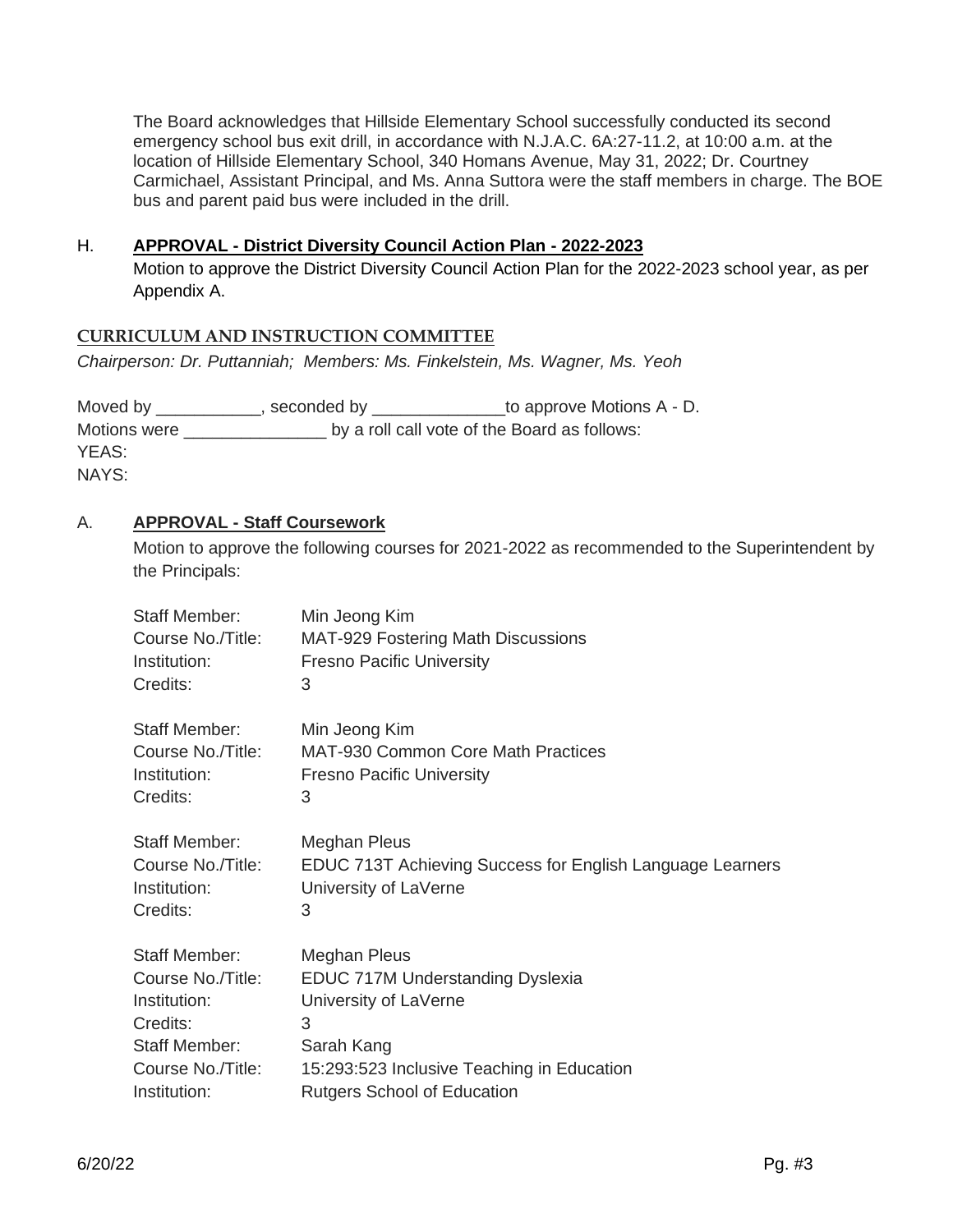The Board acknowledges that Hillside Elementary School successfully conducted its second emergency school bus exit drill, in accordance with N.J.A.C. 6A:27-11.2, at 10:00 a.m. at the location of Hillside Elementary School, 340 Homans Avenue, May 31, 2022; Dr. Courtney Carmichael, Assistant Principal, and Ms. Anna Suttora were the staff members in charge. The BOE bus and parent paid bus were included in the drill.

H. **APPROVAL - District Diversity Council Action Plan - 2022-2023**

Motion to approve the District Diversity Council Action Plan for the 2022-2023 school year, as per Appendix A.

### CURRICULUM AND INSTRUCTION COMMITTEE

*Chairperson: Dr. Puttanniah; Members: Ms. Finkelstein, Ms. Wagner, Ms. Yeoh*

Moved by ___________, seconded by ______________to approve Motions A - D.
Motions were _______________ by a roll call vote of the Board as follows:
YEAS:
NAYS:

A. **APPROVAL - Staff Coursework**

Motion to approve the following courses for 2021-2022 as recommended to the Superintendent by the Principals:

| | |
|---|---|
| Staff Member: | Min Jeong Kim |
| Course No./Title: | MAT-929 Fostering Math Discussions |
| Institution: | Fresno Pacific University |
| Credits: | 3 |
| | |
| Staff Member: | Min Jeong Kim |
| Course No./Title: | MAT-930 Common Core Math Practices |
| Institution: | Fresno Pacific University |
| Credits: | 3 |
| | |
| Staff Member: | Meghan Pleus |
| Course No./Title: | EDUC 713T Achieving Success for English Language Learners |
| Institution: | University of LaVerne |
| Credits: | 3 |
| | |
| Staff Member: | Meghan Pleus |
| Course No./Title: | EDUC 717M Understanding Dyslexia |
| Institution: | University of LaVerne |
| Credits: | 3 |
| Staff Member: | Sarah Kang |
| Course No./Title: | 15:293:523 Inclusive Teaching in Education |
| Institution: | Rutgers School of Education |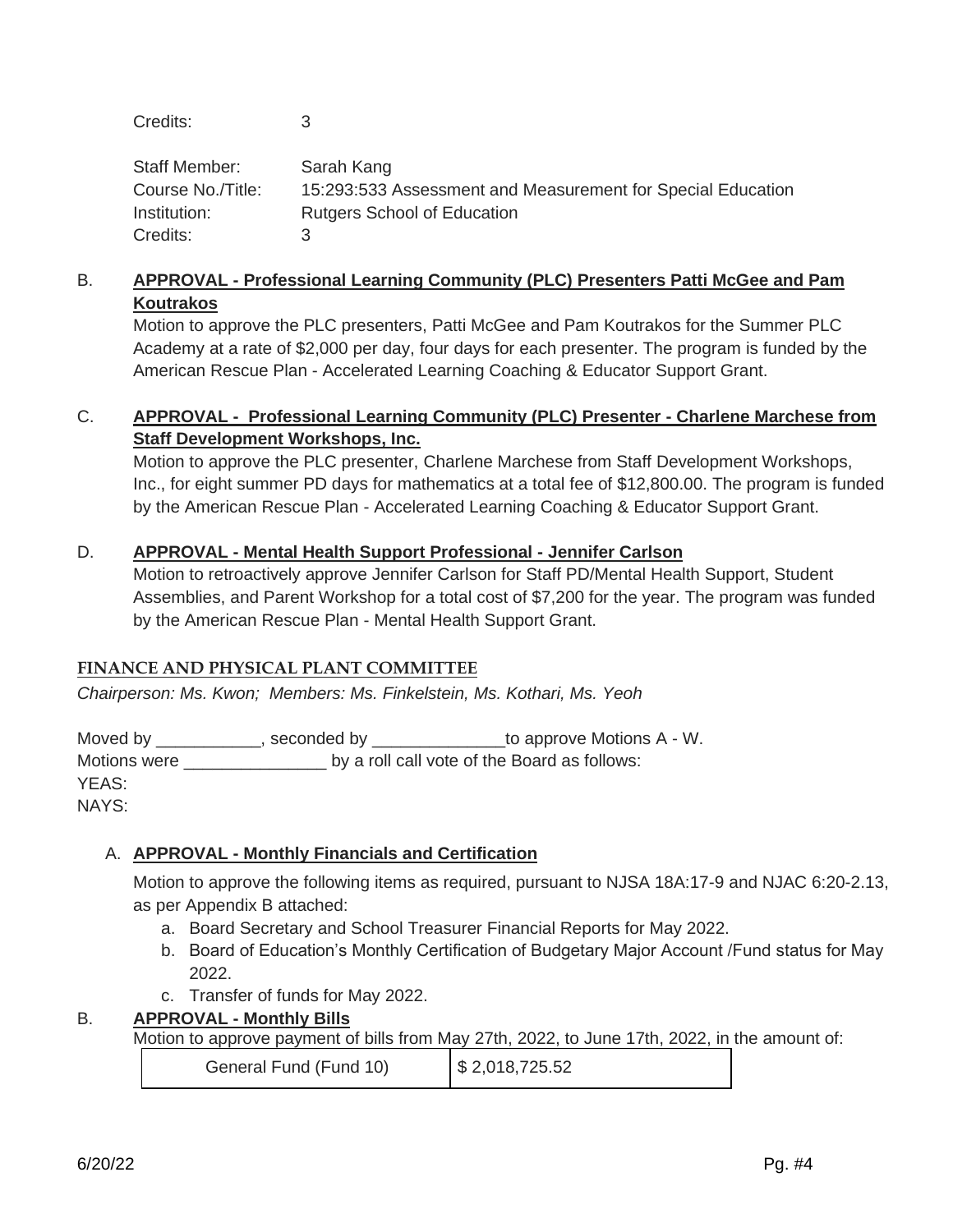Credits: 3

Staff Member: Sarah Kang
Course No./Title: 15:293:533 Assessment and Measurement for Special Education
Institution: Rutgers School of Education
Credits: 3

B. **APPROVAL - Professional Learning Community (PLC) Presenters Patti McGee and Pam Koutrakos**

Motion to approve the PLC presenters, Patti McGee and Pam Koutrakos for the Summer PLC Academy at a rate of $2,000 per day, four days for each presenter. The program is funded by the American Rescue Plan - Accelerated Learning Coaching & Educator Support Grant.

C. **APPROVAL - Professional Learning Community (PLC) Presenter - Charlene Marchese from Staff Development Workshops, Inc.**

Motion to approve the PLC presenter, Charlene Marchese from Staff Development Workshops, Inc., for eight summer PD days for mathematics at a total fee of $12,800.00. The program is funded by the American Rescue Plan - Accelerated Learning Coaching & Educator Support Grant.

D. **APPROVAL - Mental Health Support Professional - Jennifer Carlson**

Motion to retroactively approve Jennifer Carlson for Staff PD/Mental Health Support, Student Assemblies, and Parent Workshop for a total cost of $7,200 for the year. The program was funded by the American Rescue Plan - Mental Health Support Grant.

## FINANCE AND PHYSICAL PLANT COMMITTEE

*Chairperson: Ms. Kwon; Members: Ms. Finkelstein, Ms. Kothari, Ms. Yeoh*

Moved by ___________, seconded by ______________to approve Motions A - W.
Motions were _______________ by a roll call vote of the Board as follows:
YEAS:
NAYS:

A. **APPROVAL - Monthly Financials and Certification**

Motion to approve the following items as required, pursuant to NJSA 18A:17-9 and NJAC 6:20-2.13, as per Appendix B attached:

a. Board Secretary and School Treasurer Financial Reports for May 2022.
b. Board of Education's Monthly Certification of Budgetary Major Account /Fund status for May 2022.
c. Transfer of funds for May 2022.

B. **APPROVAL - Monthly Bills**

Motion to approve payment of bills from May 27th, 2022, to June 17th, 2022, in the amount of:

| | |
|---|---|
| General Fund (Fund 10) | $ 2,018,725.52 |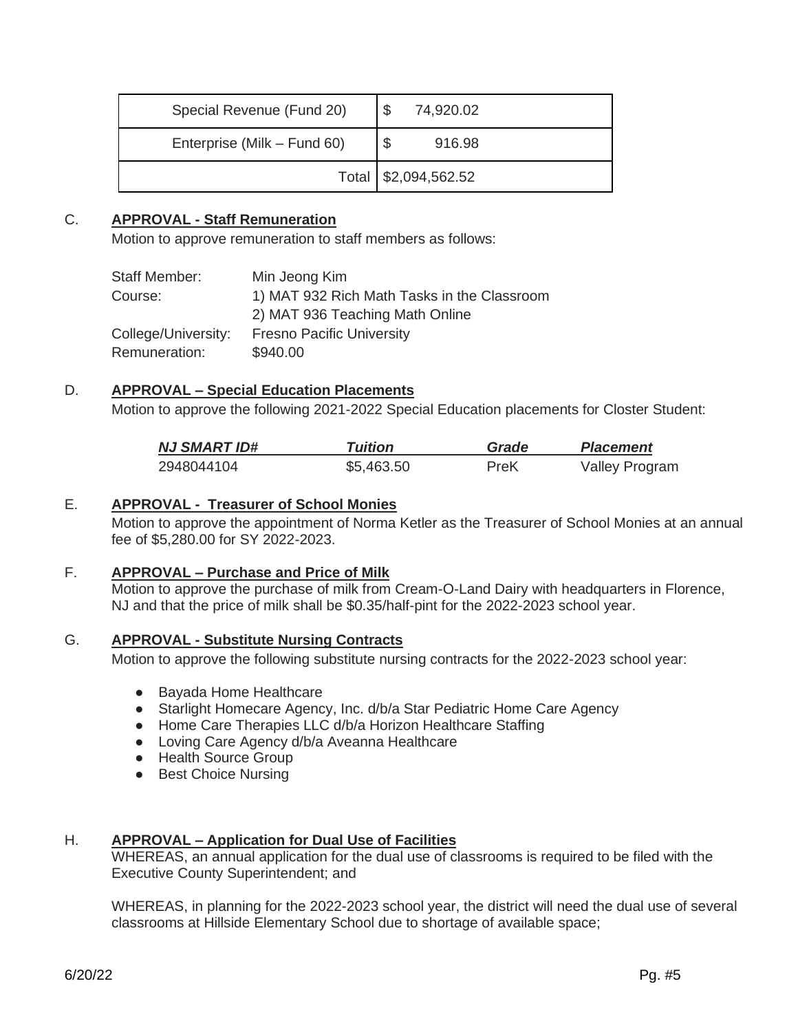| | |
|---|---|
| Special Revenue (Fund 20) | $ 74,920.02 |
| Enterprise (Milk – Fund 60) | $ 916.98 |
| Total | $2,094,562.52 |

C. **APPROVAL - Staff Remuneration**

Motion to approve remuneration to staff members as follows:

| | |
|---|---|
| Staff Member: | Min Jeong Kim |
| Course: | 1) MAT 932 Rich Math Tasks in the Classroom<br>2) MAT 936 Teaching Math Online |
| College/University: | Fresno Pacific University |
| Remuneration: | $940.00 |

D. **APPROVAL – Special Education Placements**

Motion to approve the following 2021-2022 Special Education placements for Closter Student:

| ***NJ SMART ID#*** | ***Tuition*** | ***Grade*** | ***Placement*** |
|---|---|---|---|
| 2948044104 | $5,463.50 | PreK | Valley Program |

E. **APPROVAL - Treasurer of School Monies**

Motion to approve the appointment of Norma Ketler as the Treasurer of School Monies at an annual fee of $5,280.00 for SY 2022-2023.

F. **APPROVAL – Purchase and Price of Milk**

Motion to approve the purchase of milk from Cream-O-Land Dairy with headquarters in Florence, NJ and that the price of milk shall be $0.35/half-pint for the 2022-2023 school year.

G. **APPROVAL - Substitute Nursing Contracts**

Motion to approve the following substitute nursing contracts for the 2022-2023 school year:

- Bayada Home Healthcare
- Starlight Homecare Agency, Inc. d/b/a Star Pediatric Home Care Agency
- Home Care Therapies LLC d/b/a Horizon Healthcare Staffing
- Loving Care Agency d/b/a Aveanna Healthcare
- Health Source Group
- Best Choice Nursing

H. **APPROVAL – Application for Dual Use of Facilities**

WHEREAS, an annual application for the dual use of classrooms is required to be filed with the Executive County Superintendent; and

WHEREAS, in planning for the 2022-2023 school year, the district will need the dual use of several classrooms at Hillside Elementary School due to shortage of available space;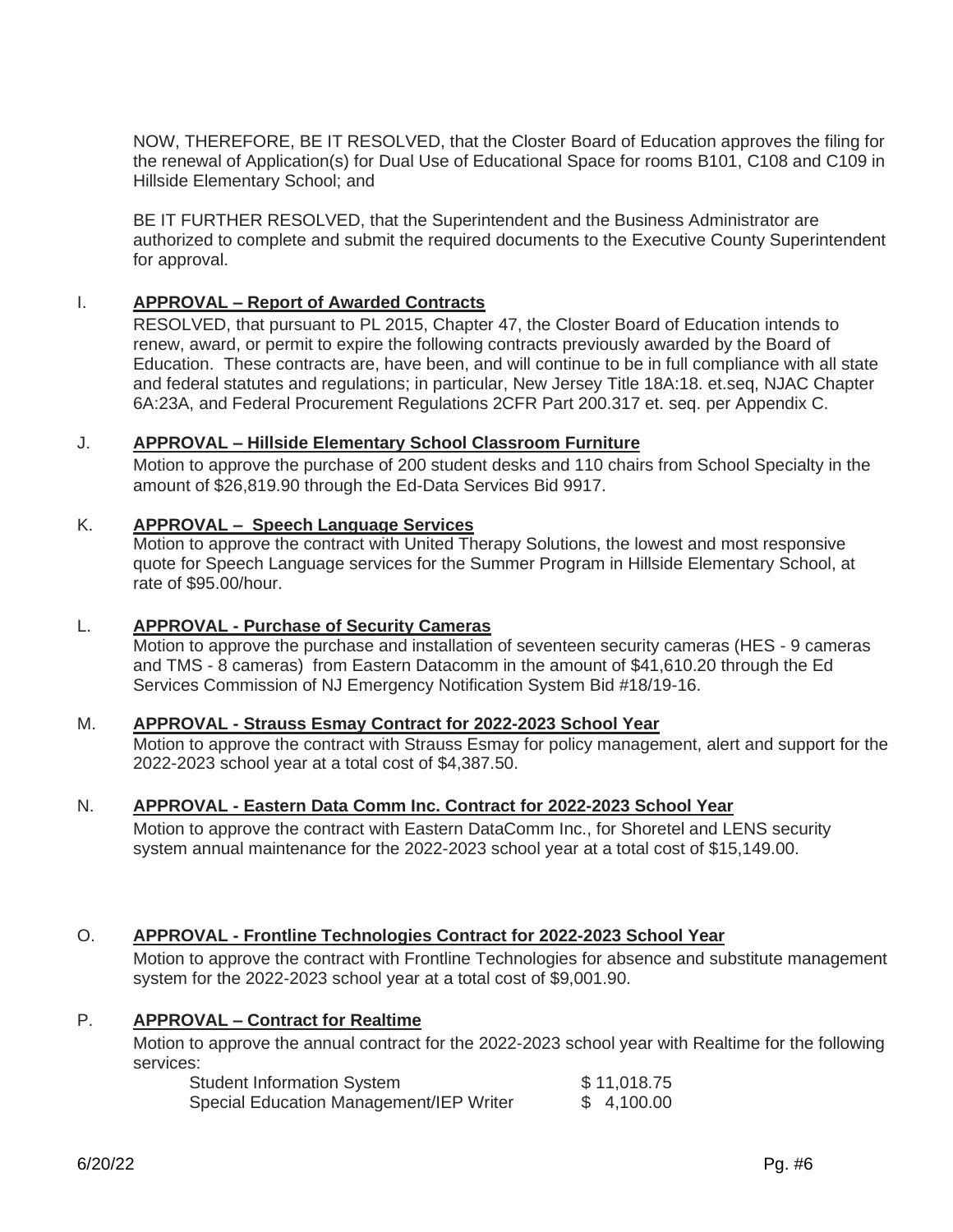NOW, THEREFORE, BE IT RESOLVED, that the Closter Board of Education approves the filing for the renewal of Application(s) for Dual Use of Educational Space for rooms B101, C108 and C109 in Hillside Elementary School; and

BE IT FURTHER RESOLVED, that the Superintendent and the Business Administrator are authorized to complete and submit the required documents to the Executive County Superintendent for approval.

I. **APPROVAL – Report of Awarded Contracts**

RESOLVED, that pursuant to PL 2015, Chapter 47, the Closter Board of Education intends to renew, award, or permit to expire the following contracts previously awarded by the Board of Education. These contracts are, have been, and will continue to be in full compliance with all state and federal statutes and regulations; in particular, New Jersey Title 18A:18. et.seq, NJAC Chapter 6A:23A, and Federal Procurement Regulations 2CFR Part 200.317 et. seq. per Appendix C.

J. **APPROVAL – Hillside Elementary School Classroom Furniture**

Motion to approve the purchase of 200 student desks and 110 chairs from School Specialty in the amount of $26,819.90 through the Ed-Data Services Bid 9917.

K. **APPROVAL – Speech Language Services**

Motion to approve the contract with United Therapy Solutions, the lowest and most responsive quote for Speech Language services for the Summer Program in Hillside Elementary School, at rate of $95.00/hour.

L. **APPROVAL - Purchase of Security Cameras**

Motion to approve the purchase and installation of seventeen security cameras (HES - 9 cameras and TMS - 8 cameras) from Eastern Datacomm in the amount of $41,610.20 through the Ed Services Commission of NJ Emergency Notification System Bid #18/19-16.

M. **APPROVAL - Strauss Esmay Contract for 2022-2023 School Year**

Motion to approve the contract with Strauss Esmay for policy management, alert and support for the 2022-2023 school year at a total cost of $4,387.50.

N. **APPROVAL - Eastern Data Comm Inc. Contract for 2022-2023 School Year**

Motion to approve the contract with Eastern DataComm Inc., for Shoretel and LENS security system annual maintenance for the 2022-2023 school year at a total cost of $15,149.00.

O. **APPROVAL - Frontline Technologies Contract for 2022-2023 School Year**

Motion to approve the contract with Frontline Technologies for absence and substitute management system for the 2022-2023 school year at a total cost of $9,001.90.

P. **APPROVAL – Contract for Realtime**

Motion to approve the annual contract for the 2022-2023 school year with Realtime for the following services:

| | |
|---|---|
| Student Information System | $ 11,018.75 |
| Special Education Management/IEP Writer | $ 4,100.00 |

6/20/22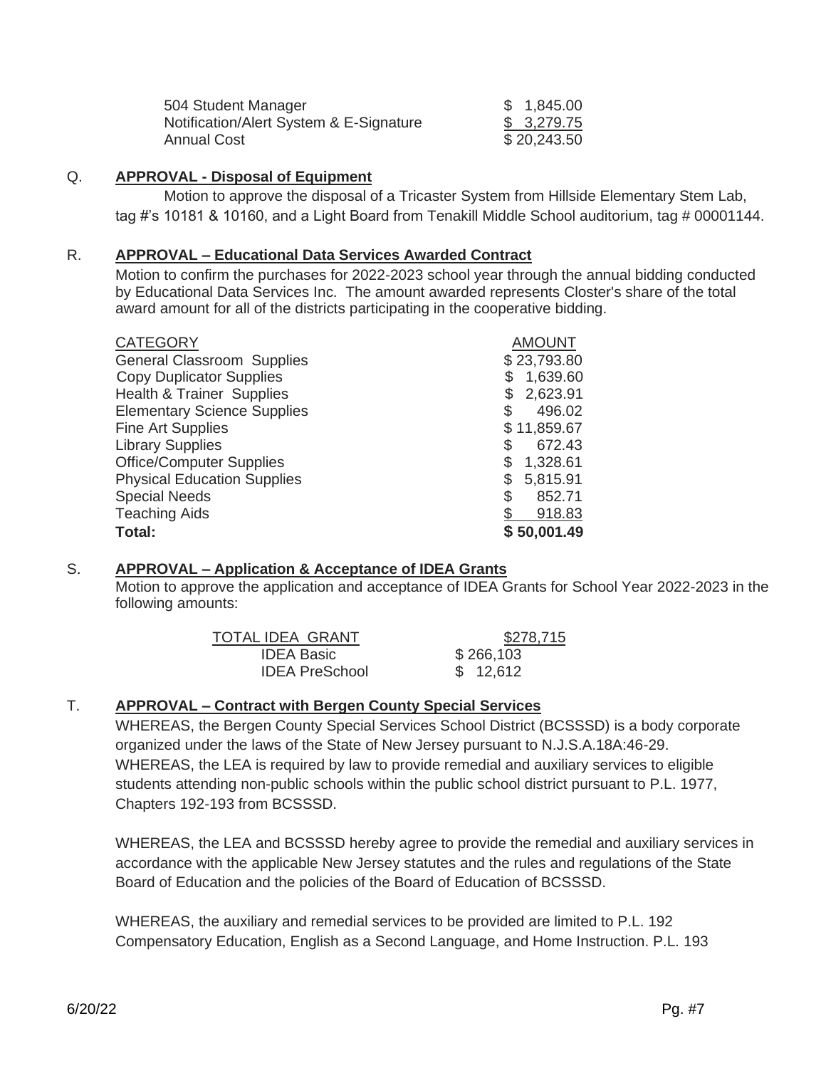| | |
|---|---|
| 504 Student Manager | $ 1,845.00 |
| Notification/Alert System & E-Signature | $ 3,279.75 |
| Annual Cost | $ 20,243.50 |

Q. **APPROVAL - Disposal of Equipment**

Motion to approve the disposal of a Tricaster System from Hillside Elementary Stem Lab, tag #'s 10181 & 10160, and a Light Board from Tenakill Middle School auditorium, tag # 00001144.

R. **APPROVAL – Educational Data Services Awarded Contract**

Motion to confirm the purchases for 2022-2023 school year through the annual bidding conducted by Educational Data Services Inc. The amount awarded represents Closter's share of the total award amount for all of the districts participating in the cooperative bidding.

| CATEGORY | AMOUNT |
|---|---|
| General Classroom Supplies | $ 23,793.80 |
| Copy Duplicator Supplies | $ 1,639.60 |
| Health & Trainer Supplies | $ 2,623.91 |
| Elementary Science Supplies | $ 496.02 |
| Fine Art Supplies | $ 11,859.67 |
| Library Supplies | $ 672.43 |
| Office/Computer Supplies | $ 1,328.61 |
| Physical Education Supplies | $ 5,815.91 |
| Special Needs | $ 852.71 |
| Teaching Aids | $ 918.83 |
| **Total:** | **$ 50,001.49** |

S. **APPROVAL – Application & Acceptance of IDEA Grants**

Motion to approve the application and acceptance of IDEA Grants for School Year 2022-2023 in the following amounts:

| TOTAL IDEA GRANT | | $278,715 |
|---|---|---|
| IDEA Basic | $ 266,103 | |
| IDEA PreSchool | $ 12,612 | |

T. **APPROVAL – Contract with Bergen County Special Services**

WHEREAS, the Bergen County Special Services School District (BCSSSD) is a body corporate organized under the laws of the State of New Jersey pursuant to N.J.S.A.18A:46-29.
WHEREAS, the LEA is required by law to provide remedial and auxiliary services to eligible students attending non-public schools within the public school district pursuant to P.L. 1977, Chapters 192-193 from BCSSSD.

WHEREAS, the LEA and BCSSSD hereby agree to provide the remedial and auxiliary services in accordance with the applicable New Jersey statutes and the rules and regulations of the State Board of Education and the policies of the Board of Education of BCSSSD.

WHEREAS, the auxiliary and remedial services to be provided are limited to P.L. 192 Compensatory Education, English as a Second Language, and Home Instruction. P.L. 193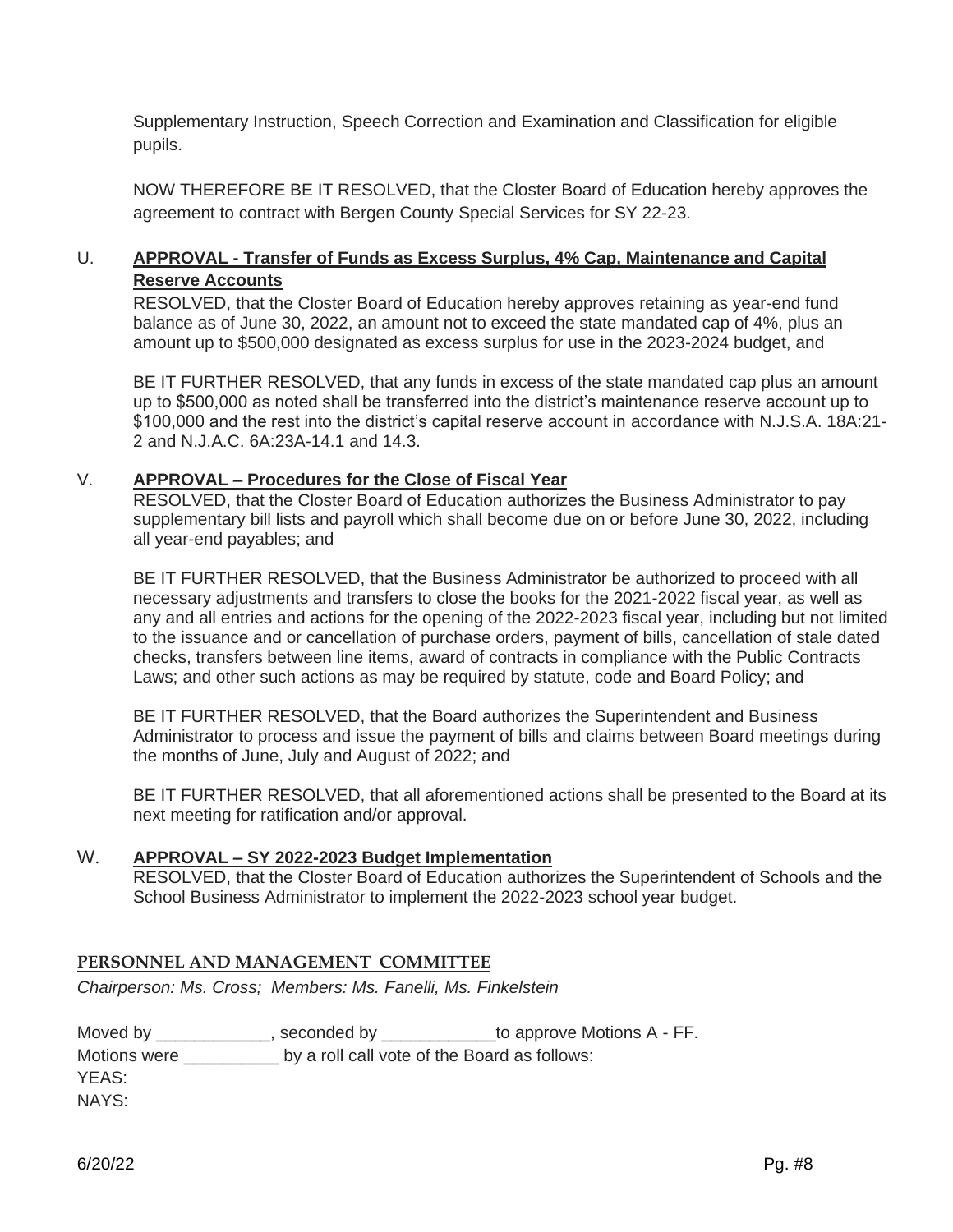Supplementary Instruction, Speech Correction and Examination and Classification for eligible pupils.

NOW THEREFORE BE IT RESOLVED, that the Closter Board of Education hereby approves the agreement to contract with Bergen County Special Services for SY 22-23.

U. **APPROVAL - Transfer of Funds as Excess Surplus, 4% Cap, Maintenance and Capital Reserve Accounts**

RESOLVED, that the Closter Board of Education hereby approves retaining as year-end fund balance as of June 30, 2022, an amount not to exceed the state mandated cap of 4%, plus an amount up to $500,000 designated as excess surplus for use in the 2023-2024 budget, and

BE IT FURTHER RESOLVED, that any funds in excess of the state mandated cap plus an amount up to $500,000 as noted shall be transferred into the district's maintenance reserve account up to $100,000 and the rest into the district's capital reserve account in accordance with N.J.S.A. 18A:21-2 and N.J.A.C. 6A:23A-14.1 and 14.3.

V. **APPROVAL – Procedures for the Close of Fiscal Year**

RESOLVED, that the Closter Board of Education authorizes the Business Administrator to pay supplementary bill lists and payroll which shall become due on or before June 30, 2022, including all year-end payables; and

BE IT FURTHER RESOLVED, that the Business Administrator be authorized to proceed with all necessary adjustments and transfers to close the books for the 2021-2022 fiscal year, as well as any and all entries and actions for the opening of the 2022-2023 fiscal year, including but not limited to the issuance and or cancellation of purchase orders, payment of bills, cancellation of stale dated checks, transfers between line items, award of contracts in compliance with the Public Contracts Laws; and other such actions as may be required by statute, code and Board Policy; and

BE IT FURTHER RESOLVED, that the Board authorizes the Superintendent and Business Administrator to process and issue the payment of bills and claims between Board meetings during the months of June, July and August of 2022; and

BE IT FURTHER RESOLVED, that all aforementioned actions shall be presented to the Board at its next meeting for ratification and/or approval.

W. **APPROVAL – SY 2022-2023 Budget Implementation**

RESOLVED, that the Closter Board of Education authorizes the Superintendent of Schools and the School Business Administrator to implement the 2022-2023 school year budget.

## PERSONNEL AND MANAGEMENT COMMITTEE

*Chairperson: Ms. Cross; Members: Ms. Fanelli, Ms. Finkelstein*

Moved by ____________, seconded by ____________to approve Motions A - FF.
Motions were __________ by a roll call vote of the Board as follows:
YEAS:
NAYS: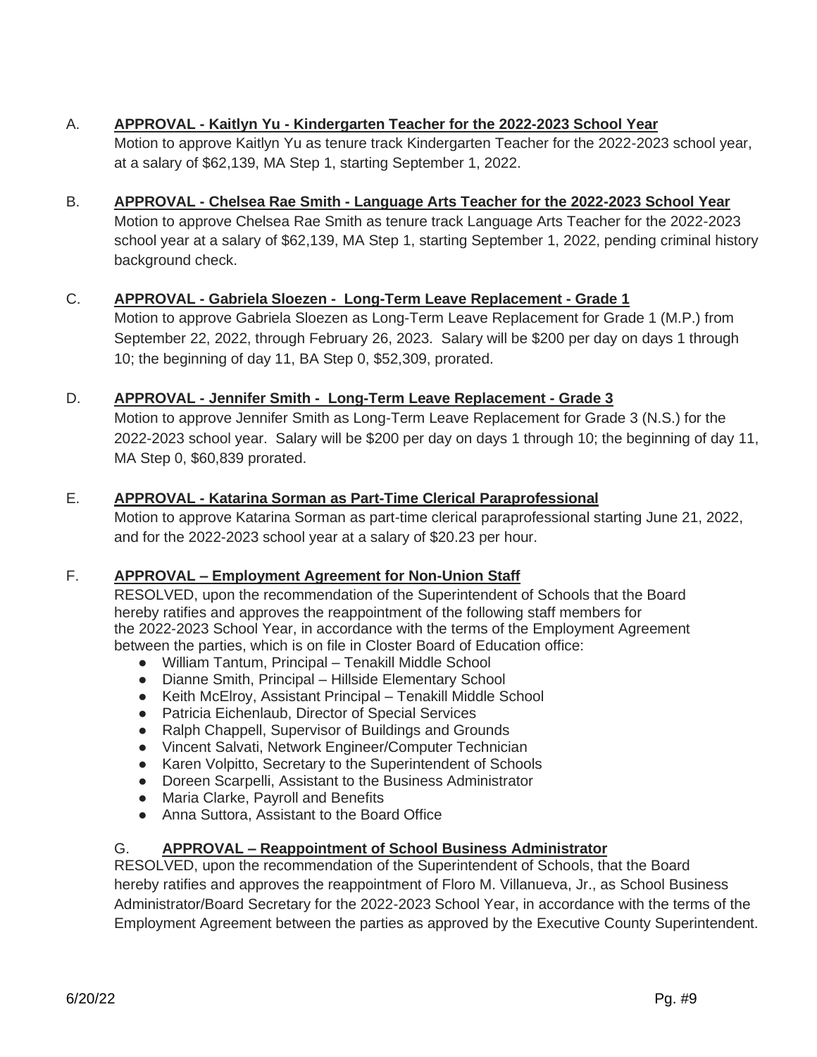A. **APPROVAL - Kaitlyn Yu - Kindergarten Teacher for the 2022-2023 School Year**

Motion to approve Kaitlyn Yu as tenure track Kindergarten Teacher for the 2022-2023 school year, at a salary of $62,139, MA Step 1, starting September 1, 2022.

B. **APPROVAL - Chelsea Rae Smith - Language Arts Teacher for the 2022-2023 School Year**

Motion to approve Chelsea Rae Smith as tenure track Language Arts Teacher for the 2022-2023 school year at a salary of $62,139, MA Step 1, starting September 1, 2022, pending criminal history background check.

C. **APPROVAL - Gabriela Sloezen - Long-Term Leave Replacement - Grade 1**

Motion to approve Gabriela Sloezen as Long-Term Leave Replacement for Grade 1 (M.P.) from September 22, 2022, through February 26, 2023. Salary will be $200 per day on days 1 through 10; the beginning of day 11, BA Step 0, $52,309, prorated.

D. **APPROVAL - Jennifer Smith - Long-Term Leave Replacement - Grade 3**

Motion to approve Jennifer Smith as Long-Term Leave Replacement for Grade 3 (N.S.) for the 2022-2023 school year. Salary will be $200 per day on days 1 through 10; the beginning of day 11, MA Step 0, $60,839 prorated.

E. **APPROVAL - Katarina Sorman as Part-Time Clerical Paraprofessional**

Motion to approve Katarina Sorman as part-time clerical paraprofessional starting June 21, 2022, and for the 2022-2023 school year at a salary of $20.23 per hour.

F. **APPROVAL – Employment Agreement for Non-Union Staff**

RESOLVED, upon the recommendation of the Superintendent of Schools that the Board hereby ratifies and approves the reappointment of the following staff members for the 2022-2023 School Year, in accordance with the terms of the Employment Agreement between the parties, which is on file in Closter Board of Education office:

- William Tantum, Principal – Tenakill Middle School
- Dianne Smith, Principal – Hillside Elementary School
- Keith McElroy, Assistant Principal – Tenakill Middle School
- Patricia Eichenlaub, Director of Special Services
- Ralph Chappell, Supervisor of Buildings and Grounds
- Vincent Salvati, Network Engineer/Computer Technician
- Karen Volpitto, Secretary to the Superintendent of Schools
- Doreen Scarpelli, Assistant to the Business Administrator
- Maria Clarke, Payroll and Benefits
- Anna Suttora, Assistant to the Board Office

G. **APPROVAL – Reappointment of School Business Administrator**

RESOLVED, upon the recommendation of the Superintendent of Schools, that the Board hereby ratifies and approves the reappointment of Floro M. Villanueva, Jr., as School Business Administrator/Board Secretary for the 2022-2023 School Year, in accordance with the terms of the Employment Agreement between the parties as approved by the Executive County Superintendent.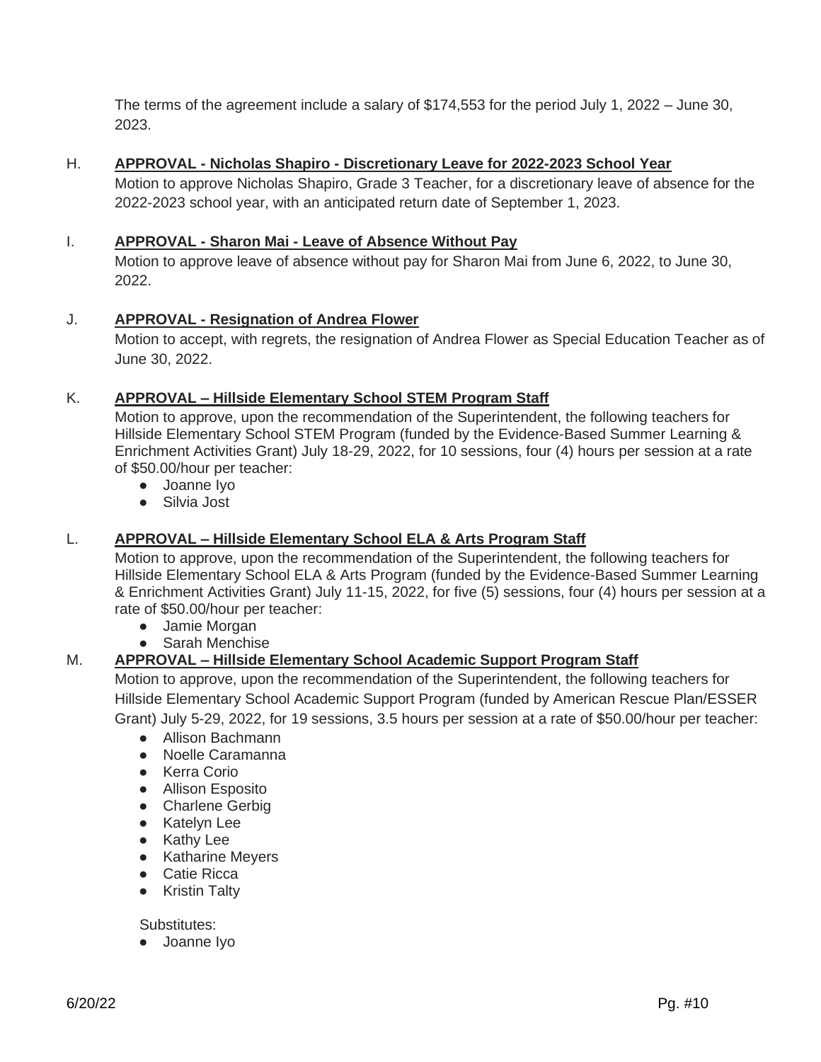The terms of the agreement include a salary of $174,553 for the period July 1, 2022 – June 30, 2023.

H. **APPROVAL - Nicholas Shapiro - Discretionary Leave for 2022-2023 School Year**

Motion to approve Nicholas Shapiro, Grade 3 Teacher, for a discretionary leave of absence for the 2022-2023 school year, with an anticipated return date of September 1, 2023.

I. **APPROVAL - Sharon Mai - Leave of Absence Without Pay**

Motion to approve leave of absence without pay for Sharon Mai from June 6, 2022, to June 30, 2022.

J. **APPROVAL - Resignation of Andrea Flower**

Motion to accept, with regrets, the resignation of Andrea Flower as Special Education Teacher as of June 30, 2022.

K. **APPROVAL – Hillside Elementary School STEM Program Staff**

Motion to approve, upon the recommendation of the Superintendent, the following teachers for Hillside Elementary School STEM Program (funded by the Evidence-Based Summer Learning & Enrichment Activities Grant) July 18-29, 2022, for 10 sessions, four (4) hours per session at a rate of $50.00/hour per teacher:

- Joanne Iyo
- Silvia Jost

L. **APPROVAL – Hillside Elementary School ELA & Arts Program Staff**

Motion to approve, upon the recommendation of the Superintendent, the following teachers for Hillside Elementary School ELA & Arts Program (funded by the Evidence-Based Summer Learning & Enrichment Activities Grant) July 11-15, 2022, for five (5) sessions, four (4) hours per session at a rate of $50.00/hour per teacher:

- Jamie Morgan
- Sarah Menchise

M. **APPROVAL – Hillside Elementary School Academic Support Program Staff**

Motion to approve, upon the recommendation of the Superintendent, the following teachers for Hillside Elementary School Academic Support Program (funded by American Rescue Plan/ESSER Grant) July 5-29, 2022, for 19 sessions, 3.5 hours per session at a rate of $50.00/hour per teacher:

- Allison Bachmann
- Noelle Caramanna
- Kerra Corio
- Allison Esposito
- Charlene Gerbig
- Katelyn Lee
- Kathy Lee
- Katharine Meyers
- Catie Ricca
- Kristin Talty

Substitutes:

- Joanne Iyo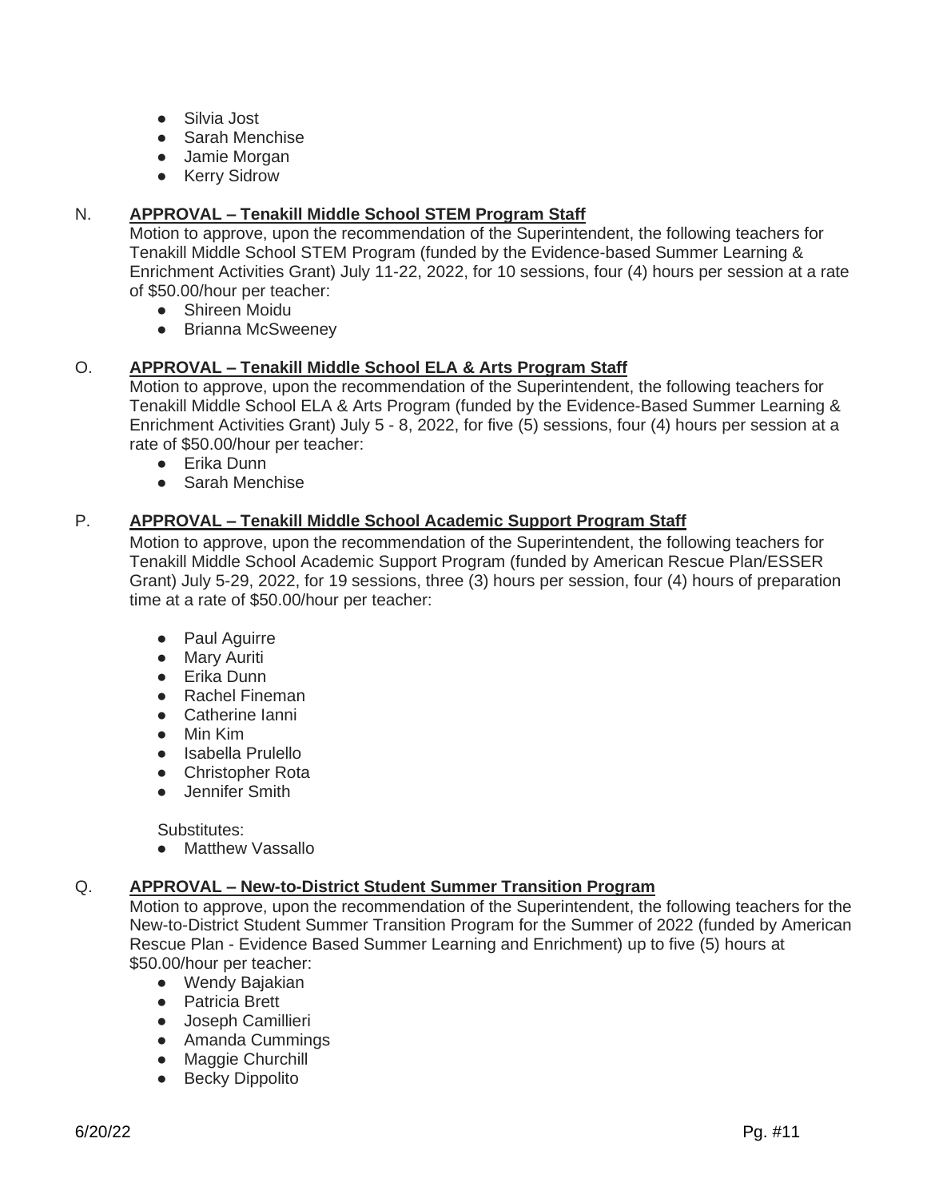- Silvia Jost
- Sarah Menchise
- Jamie Morgan
- Kerry Sidrow

N. **APPROVAL – Tenakill Middle School STEM Program Staff**

Motion to approve, upon the recommendation of the Superintendent, the following teachers for Tenakill Middle School STEM Program (funded by the Evidence-based Summer Learning & Enrichment Activities Grant) July 11-22, 2022, for 10 sessions, four (4) hours per session at a rate of $50.00/hour per teacher:

- Shireen Moidu
- Brianna McSweeney

O. **APPROVAL – Tenakill Middle School ELA & Arts Program Staff**

Motion to approve, upon the recommendation of the Superintendent, the following teachers for Tenakill Middle School ELA & Arts Program (funded by the Evidence-Based Summer Learning & Enrichment Activities Grant) July 5 - 8, 2022, for five (5) sessions, four (4) hours per session at a rate of $50.00/hour per teacher:

- Erika Dunn
- Sarah Menchise

P. **APPROVAL – Tenakill Middle School Academic Support Program Staff**

Motion to approve, upon the recommendation of the Superintendent, the following teachers for Tenakill Middle School Academic Support Program (funded by American Rescue Plan/ESSER Grant) July 5-29, 2022, for 19 sessions, three (3) hours per session, four (4) hours of preparation time at a rate of $50.00/hour per teacher:

- Paul Aguirre
- Mary Auriti
- Erika Dunn
- Rachel Fineman
- Catherine Ianni
- Min Kim
- Isabella Prulello
- Christopher Rota
- Jennifer Smith

Substitutes:

- Matthew Vassallo

Q. **APPROVAL – New-to-District Student Summer Transition Program**

Motion to approve, upon the recommendation of the Superintendent, the following teachers for the New-to-District Student Summer Transition Program for the Summer of 2022 (funded by American Rescue Plan - Evidence Based Summer Learning and Enrichment) up to five (5) hours at $50.00/hour per teacher:

- Wendy Bajakian
- Patricia Brett
- Joseph Camillieri
- Amanda Cummings
- Maggie Churchill
- Becky Dippolito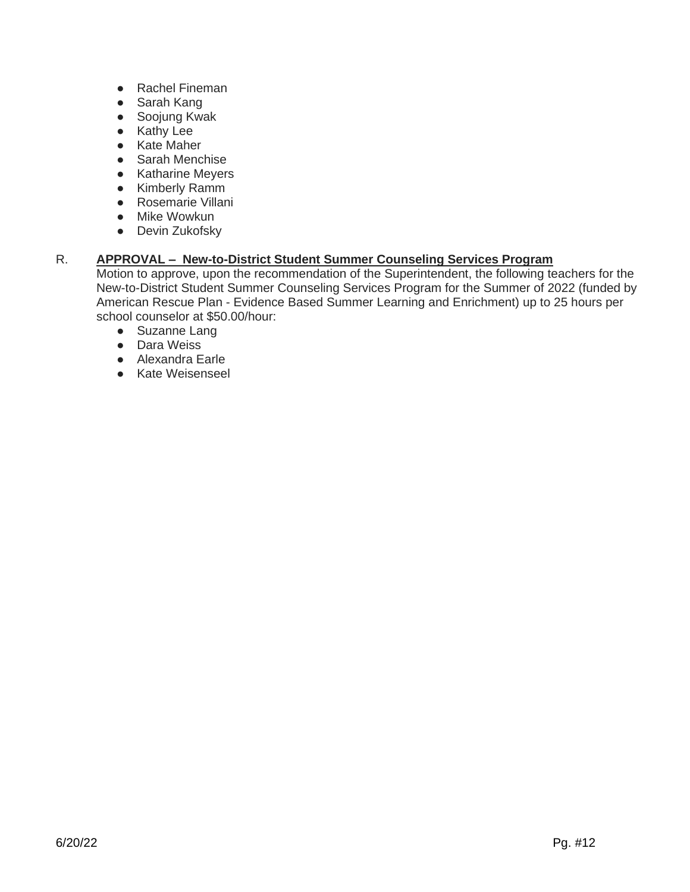- Rachel Fineman
- Sarah Kang
- Soojung Kwak
- Kathy Lee
- Kate Maher
- Sarah Menchise
- Katharine Meyers
- Kimberly Ramm
- Rosemarie Villani
- Mike Wowkun
- Devin Zukofsky

R. **APPROVAL – New-to-District Student Summer Counseling Services Program**

Motion to approve, upon the recommendation of the Superintendent, the following teachers for the New-to-District Student Summer Counseling Services Program for the Summer of 2022 (funded by American Rescue Plan - Evidence Based Summer Learning and Enrichment) up to 25 hours per school counselor at $50.00/hour:

- Suzanne Lang
- Dara Weiss
- Alexandra Earle
- Kate Weisenseel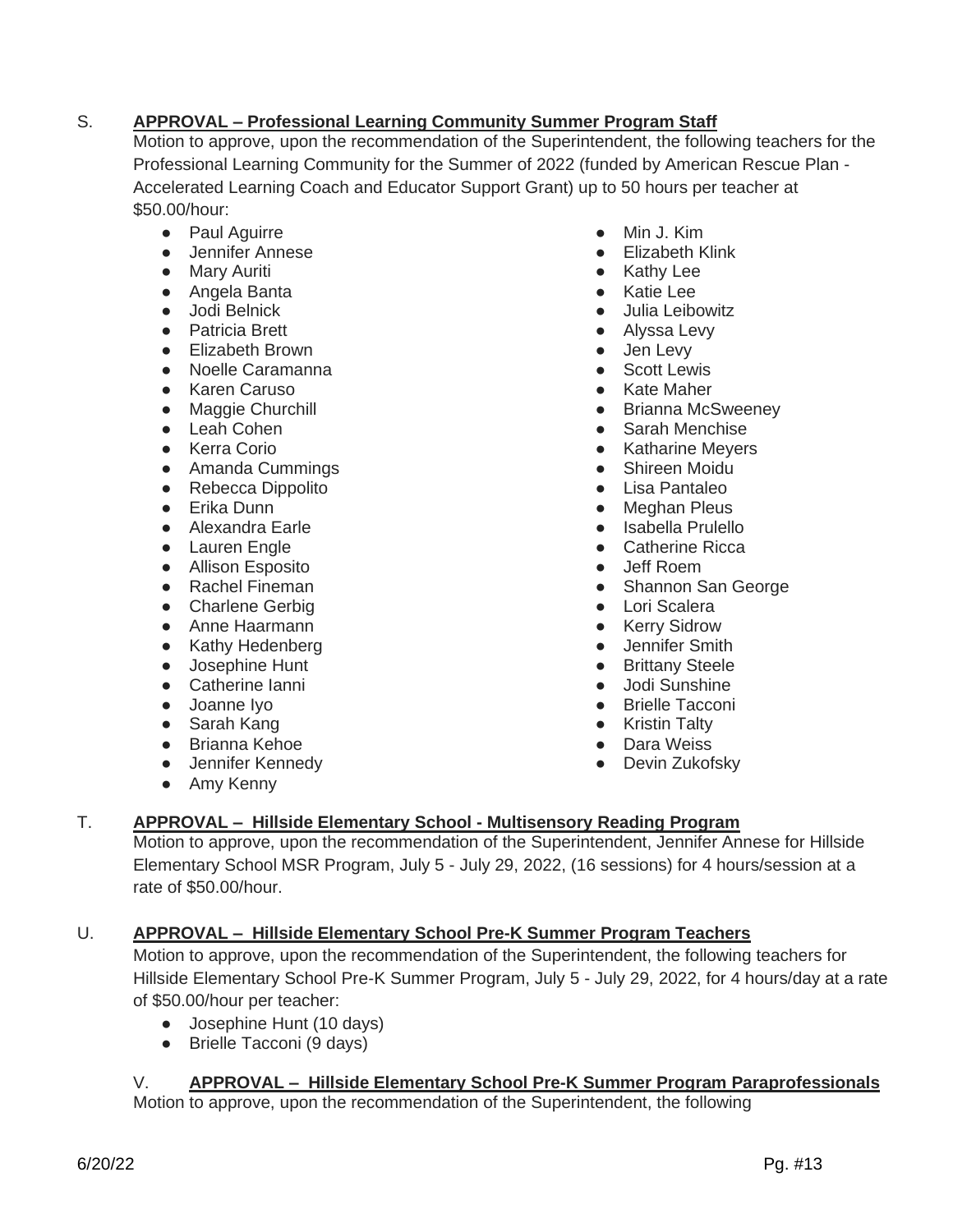S. **APPROVAL – Professional Learning Community Summer Program Staff**

Motion to approve, upon the recommendation of the Superintendent, the following teachers for the Professional Learning Community for the Summer of 2022 (funded by American Rescue Plan - Accelerated Learning Coach and Educator Support Grant) up to 50 hours per teacher at $50.00/hour:

- Paul Aguirre
- Jennifer Annese
- Mary Auriti
- Angela Banta
- Jodi Belnick
- Patricia Brett
- Elizabeth Brown
- Noelle Caramanna
- Karen Caruso
- Maggie Churchill
- Leah Cohen
- Kerra Corio
- Amanda Cummings
- Rebecca Dippolito
- Erika Dunn
- Alexandra Earle
- Lauren Engle
- Allison Esposito
- Rachel Fineman
- Charlene Gerbig
- Anne Haarmann
- Kathy Hedenberg
- Josephine Hunt
- Catherine Ianni
- Joanne Iyo
- Sarah Kang
- Brianna Kehoe
- Jennifer Kennedy
- Amy Kenny
- Min J. Kim
- Elizabeth Klink
- Kathy Lee
- Katie Lee
- Julia Leibowitz
- Alyssa Levy
- Jen Levy
- Scott Lewis
- Kate Maher
- Brianna McSweeney
- Sarah Menchise
- Katharine Meyers
- Shireen Moidu
- Lisa Pantaleo
- Meghan Pleus
- Isabella Prulello
- Catherine Ricca
- Jeff Roem
- Shannon San George
- Lori Scalera
- Kerry Sidrow
- Jennifer Smith
- Brittany Steele
- Jodi Sunshine
- Brielle Tacconi
- Kristin Talty
- Dara Weiss
- Devin Zukofsky

T. **APPROVAL – Hillside Elementary School - Multisensory Reading Program**

Motion to approve, upon the recommendation of the Superintendent, Jennifer Annese for Hillside Elementary School MSR Program, July 5 - July 29, 2022, (16 sessions) for 4 hours/session at a rate of $50.00/hour.

U. **APPROVAL – Hillside Elementary School Pre-K Summer Program Teachers**

Motion to approve, upon the recommendation of the Superintendent, the following teachers for Hillside Elementary School Pre-K Summer Program, July 5 - July 29, 2022, for 4 hours/day at a rate of $50.00/hour per teacher:

- Josephine Hunt (10 days)
- Brielle Tacconi (9 days)

V. **APPROVAL – Hillside Elementary School Pre-K Summer Program Paraprofessionals**

Motion to approve, upon the recommendation of the Superintendent, the following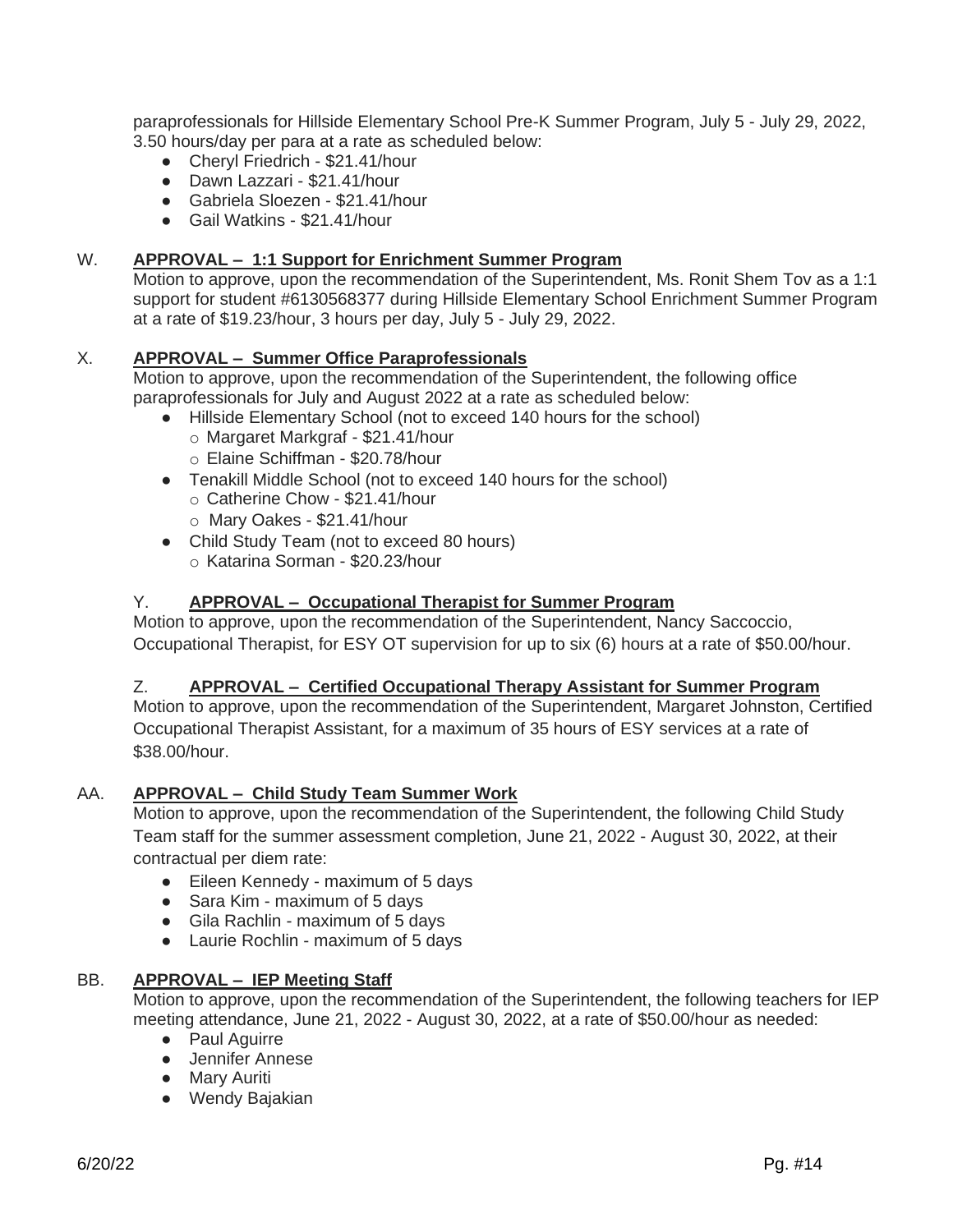paraprofessionals for Hillside Elementary School Pre-K Summer Program, July 5 - July 29, 2022, 3.50 hours/day per para at a rate as scheduled below:

- Cheryl Friedrich - $21.41/hour
- Dawn Lazzari - $21.41/hour
- Gabriela Sloezen - $21.41/hour
- Gail Watkins - $21.41/hour

W. **APPROVAL – 1:1 Support for Enrichment Summer Program**

Motion to approve, upon the recommendation of the Superintendent, Ms. Ronit Shem Tov as a 1:1 support for student #6130568377 during Hillside Elementary School Enrichment Summer Program at a rate of $19.23/hour, 3 hours per day, July 5 - July 29, 2022.

X. **APPROVAL – Summer Office Paraprofessionals**

Motion to approve, upon the recommendation of the Superintendent, the following office paraprofessionals for July and August 2022 at a rate as scheduled below:

- Hillside Elementary School (not to exceed 140 hours for the school)
  - Margaret Markgraf - $21.41/hour
  - Elaine Schiffman - $20.78/hour
- Tenakill Middle School (not to exceed 140 hours for the school)
  - Catherine Chow - $21.41/hour
  - Mary Oakes - $21.41/hour
- Child Study Team (not to exceed 80 hours)
  - Katarina Sorman - $20.23/hour

Y. **APPROVAL – Occupational Therapist for Summer Program**

Motion to approve, upon the recommendation of the Superintendent, Nancy Saccoccio, Occupational Therapist, for ESY OT supervision for up to six (6) hours at a rate of $50.00/hour.

Z. **APPROVAL – Certified Occupational Therapy Assistant for Summer Program**

Motion to approve, upon the recommendation of the Superintendent, Margaret Johnston, Certified Occupational Therapist Assistant, for a maximum of 35 hours of ESY services at a rate of $38.00/hour.

AA. **APPROVAL – Child Study Team Summer Work**

Motion to approve, upon the recommendation of the Superintendent, the following Child Study Team staff for the summer assessment completion, June 21, 2022 - August 30, 2022, at their contractual per diem rate:

- Eileen Kennedy - maximum of 5 days
- Sara Kim - maximum of 5 days
- Gila Rachlin - maximum of 5 days
- Laurie Rochlin - maximum of 5 days

BB. **APPROVAL – IEP Meeting Staff**

Motion to approve, upon the recommendation of the Superintendent, the following teachers for IEP meeting attendance, June 21, 2022 - August 30, 2022, at a rate of $50.00/hour as needed:

- Paul Aguirre
- Jennifer Annese
- Mary Auriti
- Wendy Bajakian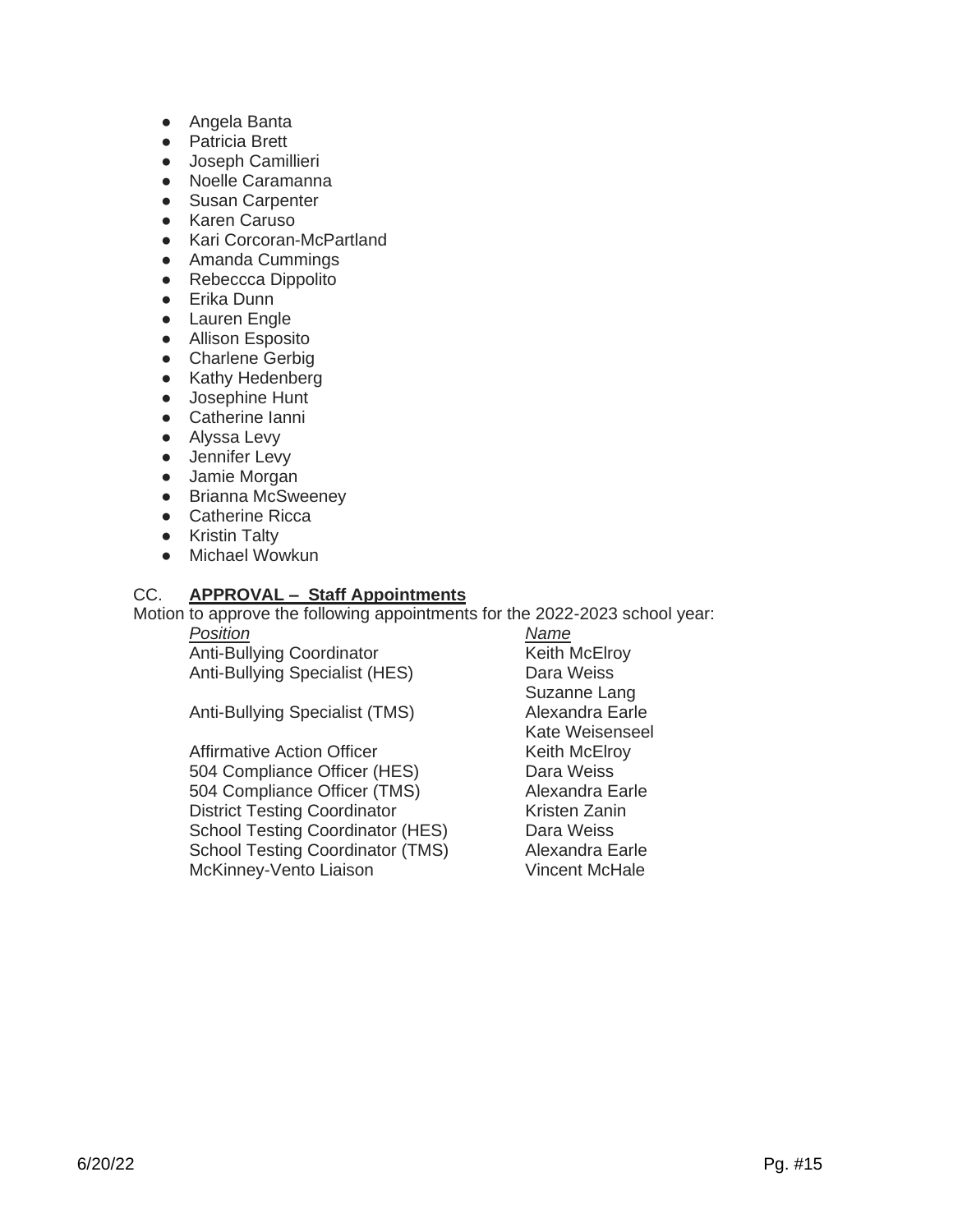- Angela Banta
- Patricia Brett
- Joseph Camillieri
- Noelle Caramanna
- Susan Carpenter
- Karen Caruso
- Kari Corcoran-McPartland
- Amanda Cummings
- Rebeccca Dippolito
- Erika Dunn
- Lauren Engle
- Allison Esposito
- Charlene Gerbig
- Kathy Hedenberg
- Josephine Hunt
- Catherine Ianni
- Alyssa Levy
- Jennifer Levy
- Jamie Morgan
- Brianna McSweeney
- Catherine Ricca
- Kristin Talty
- Michael Wowkun

CC. **APPROVAL – Staff Appointments**

Motion to approve the following appointments for the 2022-2023 school year:

| *Position* | *Name* |
|---|---|
| Anti-Bullying Coordinator | Keith McElroy |
| Anti-Bullying Specialist (HES) | Dara Weiss |
| | Suzanne Lang |
| Anti-Bullying Specialist (TMS) | Alexandra Earle |
| | Kate Weisenseel |
| Affirmative Action Officer | Keith McElroy |
| 504 Compliance Officer (HES) | Dara Weiss |
| 504 Compliance Officer (TMS) | Alexandra Earle |
| District Testing Coordinator | Kristen Zanin |
| School Testing Coordinator (HES) | Dara Weiss |
| School Testing Coordinator (TMS) | Alexandra Earle |
| McKinney-Vento Liaison | Vincent McHale |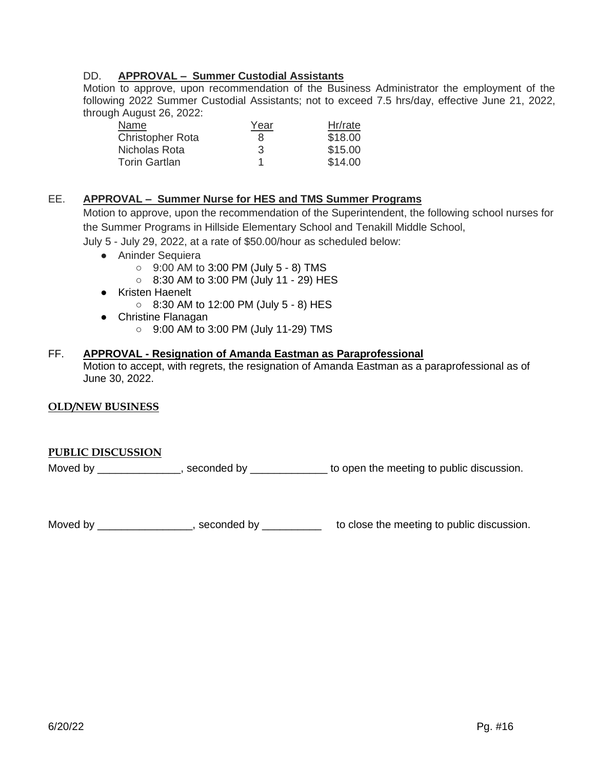DD. **APPROVAL – Summer Custodial Assistants**

Motion to approve, upon recommendation of the Business Administrator the employment of the following 2022 Summer Custodial Assistants; not to exceed 7.5 hrs/day, effective June 21, 2022, through August 26, 2022:

| Name | Year | Hr/rate |
|---|---|---|
| Christopher Rota | 8 | $18.00 |
| Nicholas Rota | 3 | $15.00 |
| Torin Gartlan | 1 | $14.00 |

EE. **APPROVAL – Summer Nurse for HES and TMS Summer Programs**

Motion to approve, upon the recommendation of the Superintendent, the following school nurses for the Summer Programs in Hillside Elementary School and Tenakill Middle School, July 5 - July 29, 2022, at a rate of $50.00/hour as scheduled below:

- Aninder Sequiera
  - 9:00 AM to 3:00 PM (July 5 - 8) TMS
  - 8:30 AM to 3:00 PM (July 11 - 29) HES
- Kristen Haenelt
  - 8:30 AM to 12:00 PM (July 5 - 8) HES
- Christine Flanagan
  - 9:00 AM to 3:00 PM (July 11-29) TMS

FF. **APPROVAL - Resignation of Amanda Eastman as Paraprofessional**

Motion to accept, with regrets, the resignation of Amanda Eastman as a paraprofessional as of June 30, 2022.

**OLD/NEW BUSINESS**

**PUBLIC DISCUSSION**

Moved by ______________, seconded by _____________ to open the meeting to public discussion.

Moved by ________________, seconded by __________ to close the meeting to public discussion.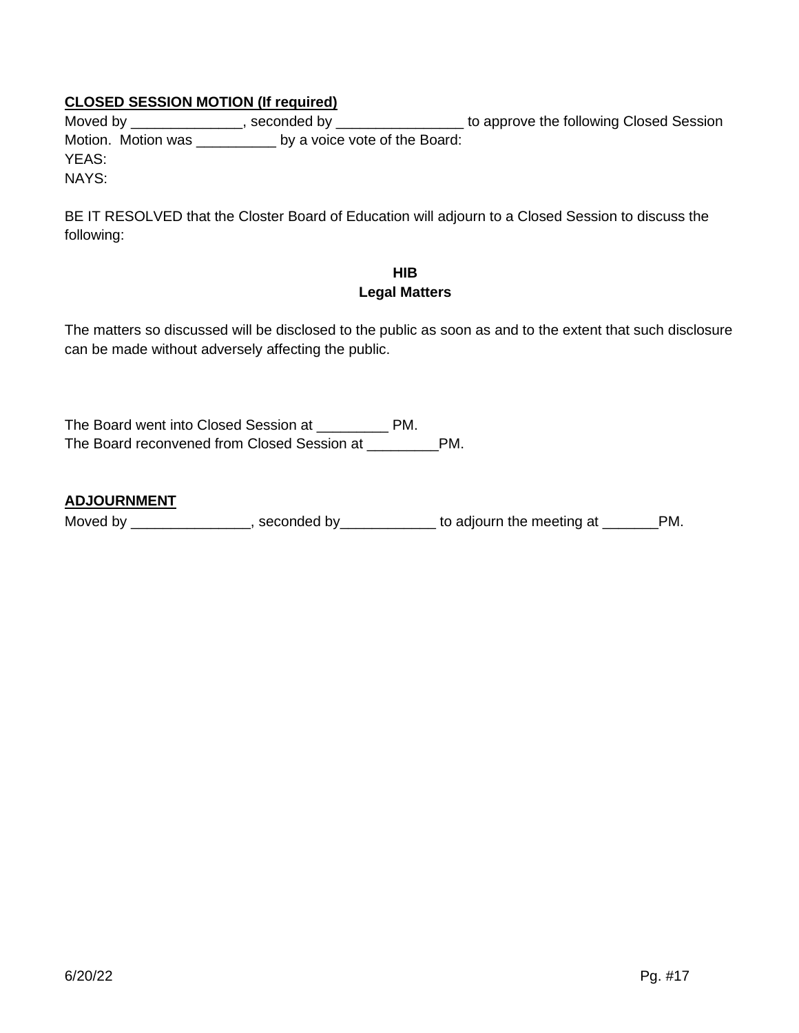**CLOSED SESSION MOTION (If required)**

Moved by ______________, seconded by ________________ to approve the following Closed Session Motion. Motion was __________ by a voice vote of the Board:
YEAS:
NAYS:

BE IT RESOLVED that the Closter Board of Education will adjourn to a Closed Session to discuss the following:

**HIB**
**Legal Matters**

The matters so discussed will be disclosed to the public as soon as and to the extent that such disclosure can be made without adversely affecting the public.

The Board went into Closed Session at _________ PM.
The Board reconvened from Closed Session at _________PM.

**ADJOURNMENT**

Moved by _______________, seconded by____________ to adjourn the meeting at _______PM.